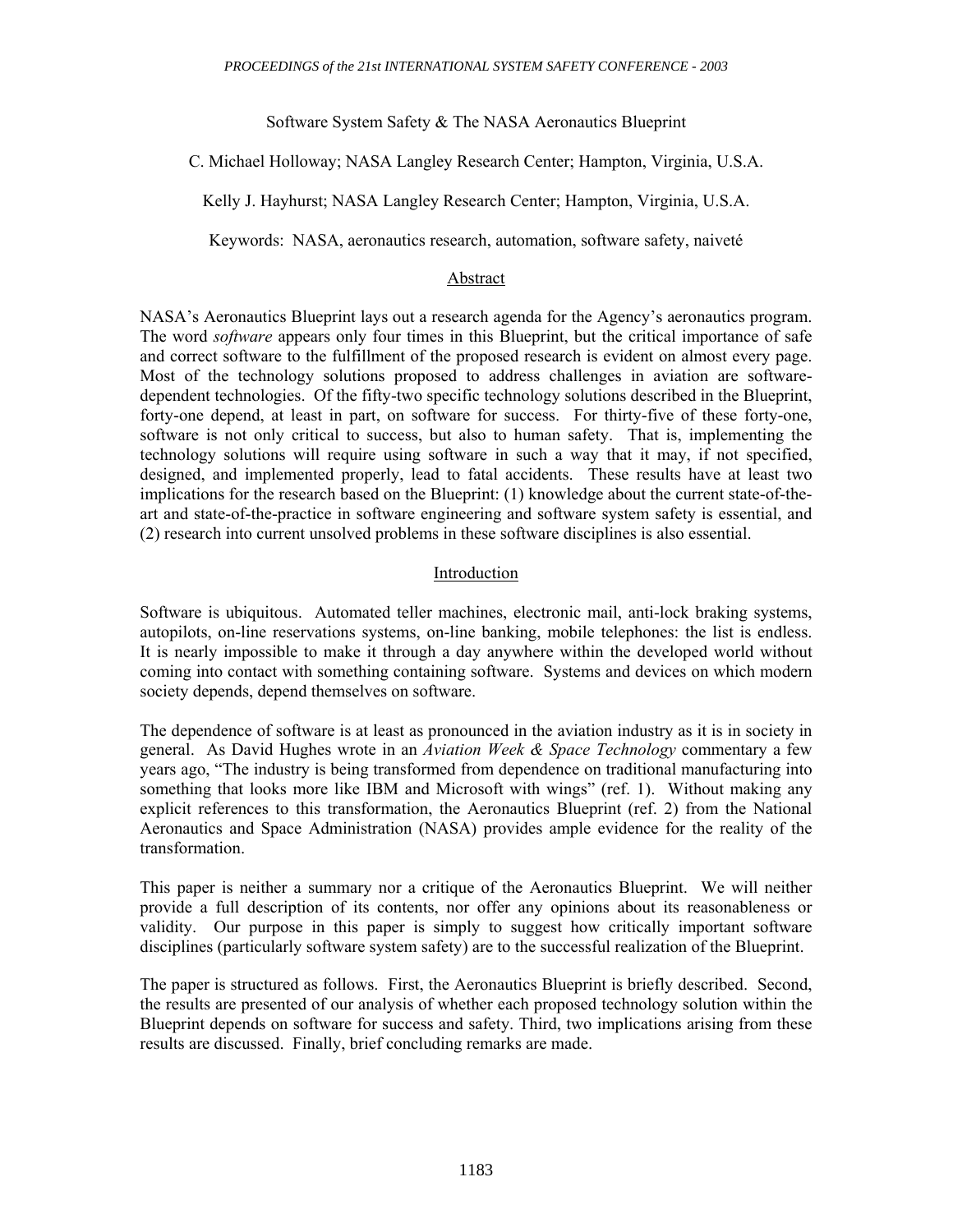# Software System Safety & The NASA Aeronautics Blueprint

C. Michael Holloway; NASA Langley Research Center; Hampton, Virginia, U.S.A.

Kelly J. Hayhurst; NASA Langley Research Center; Hampton, Virginia, U.S.A.

Keywords: NASA, aeronautics research, automation, software safety, naiveté

## Abstract

NASA's Aeronautics Blueprint lays out a research agenda for the Agency's aeronautics program. The word *software* appears only four times in this Blueprint, but the critical importance of safe and correct software to the fulfillment of the proposed research is evident on almost every page. Most of the technology solutions proposed to address challenges in aviation are software-dependent technologies. Of the fifty-two specific technology solutions described in the Blueprint, forty-one depend, at least in part, on software for success. For thirty-five of these forty-one, software is not only critical to success, but also to human safety. That is, implementing the technology solutions will require using software in such a way that it may, if not specified, designed, and implemented properly, lead to fatal accidents. These results have at least two implications for the research based on the Blueprint: (1) knowledge about the current state-of-the-art and state-of-the-practice in software engineering and software system safety is essential, and (2) research into current unsolved problems in these software disciplines is also essential.

## Introduction

Software is ubiquitous. Automated teller machines, electronic mail, anti-lock braking systems, autopilots, on-line reservations systems, on-line banking, mobile telephones: the list is endless. It is nearly impossible to make it through a day anywhere within the developed world without coming into contact with something containing software. Systems and devices on which modern society depends, depend themselves on software.

The dependence of software is at least as pronounced in the aviation industry as it is in society in general. As David Hughes wrote in an *Aviation Week & Space Technology* commentary a few years ago, "The industry is being transformed from dependence on traditional manufacturing into something that looks more like IBM and Microsoft with wings" (ref. 1). Without making any explicit references to this transformation, the Aeronautics Blueprint (ref. 2) from the National Aeronautics and Space Administration (NASA) provides ample evidence for the reality of the transformation.

This paper is neither a summary nor a critique of the Aeronautics Blueprint. We will neither provide a full description of its contents, nor offer any opinions about its reasonableness or validity. Our purpose in this paper is simply to suggest how critically important software disciplines (particularly software system safety) are to the successful realization of the Blueprint.

The paper is structured as follows. First, the Aeronautics Blueprint is briefly described. Second, the results are presented of our analysis of whether each proposed technology solution within the Blueprint depends on software for success and safety. Third, two implications arising from these results are discussed. Finally, brief concluding remarks are made.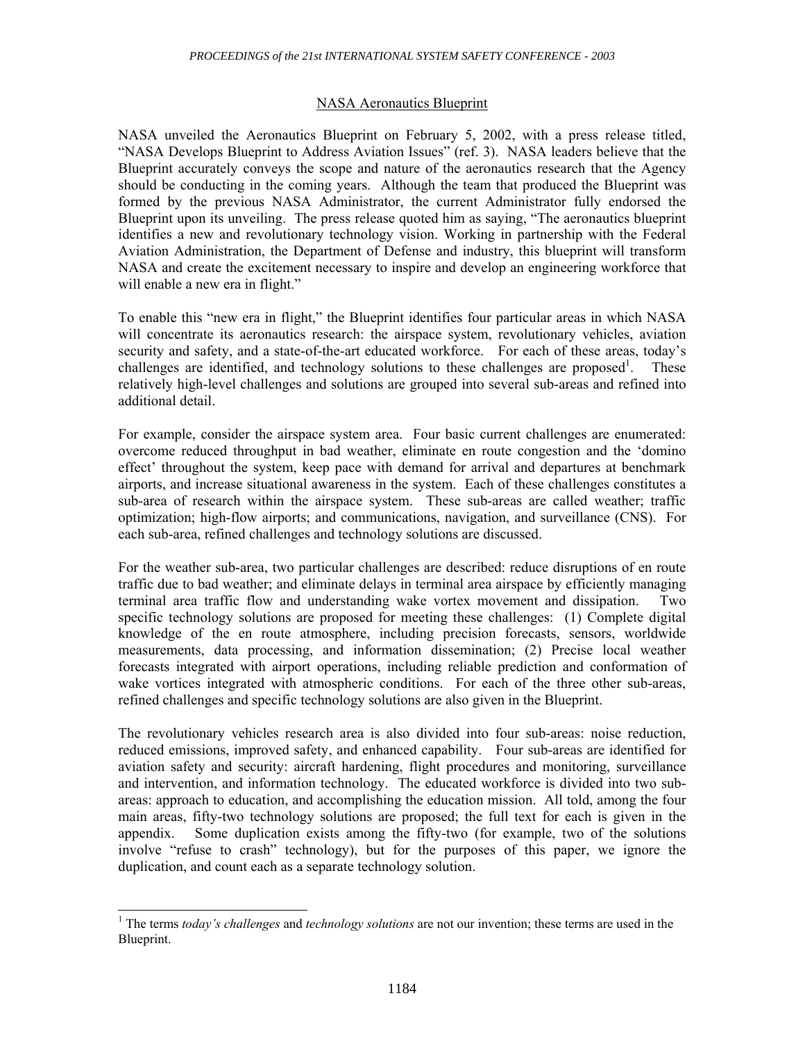## NASA Aeronautics Blueprint

NASA unveiled the Aeronautics Blueprint on February 5, 2002, with a press release titled, "NASA Develops Blueprint to Address Aviation Issues" (ref. 3). NASA leaders believe that the Blueprint accurately conveys the scope and nature of the aeronautics research that the Agency should be conducting in the coming years. Although the team that produced the Blueprint was formed by the previous NASA Administrator, the current Administrator fully endorsed the Blueprint upon its unveiling. The press release quoted him as saying, "The aeronautics blueprint identifies a new and revolutionary technology vision. Working in partnership with the Federal Aviation Administration, the Department of Defense and industry, this blueprint will transform NASA and create the excitement necessary to inspire and develop an engineering workforce that will enable a new era in flight."

To enable this "new era in flight," the Blueprint identifies four particular areas in which NASA will concentrate its aeronautics research: the airspace system, revolutionary vehicles, aviation security and safety, and a state-of-the-art educated workforce. For each of these areas, today's challenges are identified, and technology solutions to these challenges are proposed[1]. These relatively high-level challenges and solutions are grouped into several sub-areas and refined into additional detail.

For example, consider the airspace system area. Four basic current challenges are enumerated: overcome reduced throughput in bad weather, eliminate en route congestion and the 'domino effect' throughout the system, keep pace with demand for arrival and departures at benchmark airports, and increase situational awareness in the system. Each of these challenges constitutes a sub-area of research within the airspace system. These sub-areas are called weather; traffic optimization; high-flow airports; and communications, navigation, and surveillance (CNS). For each sub-area, refined challenges and technology solutions are discussed.

For the weather sub-area, two particular challenges are described: reduce disruptions of en route traffic due to bad weather; and eliminate delays in terminal area airspace by efficiently managing terminal area traffic flow and understanding wake vortex movement and dissipation. Two specific technology solutions are proposed for meeting these challenges: (1) Complete digital knowledge of the en route atmosphere, including precision forecasts, sensors, worldwide measurements, data processing, and information dissemination; (2) Precise local weather forecasts integrated with airport operations, including reliable prediction and conformation of wake vortices integrated with atmospheric conditions. For each of the three other sub-areas, refined challenges and specific technology solutions are also given in the Blueprint.

The revolutionary vehicles research area is also divided into four sub-areas: noise reduction, reduced emissions, improved safety, and enhanced capability. Four sub-areas are identified for aviation safety and security: aircraft hardening, flight procedures and monitoring, surveillance and intervention, and information technology. The educated workforce is divided into two sub-areas: approach to education, and accomplishing the education mission. All told, among the four main areas, fifty-two technology solutions are proposed; the full text for each is given in the appendix. Some duplication exists among the fifty-two (for example, two of the solutions involve "refuse to crash" technology), but for the purposes of this paper, we ignore the duplication, and count each as a separate technology solution.

---

[1] The terms *today's challenges* and *technology solutions* are not our invention; these terms are used in the Blueprint.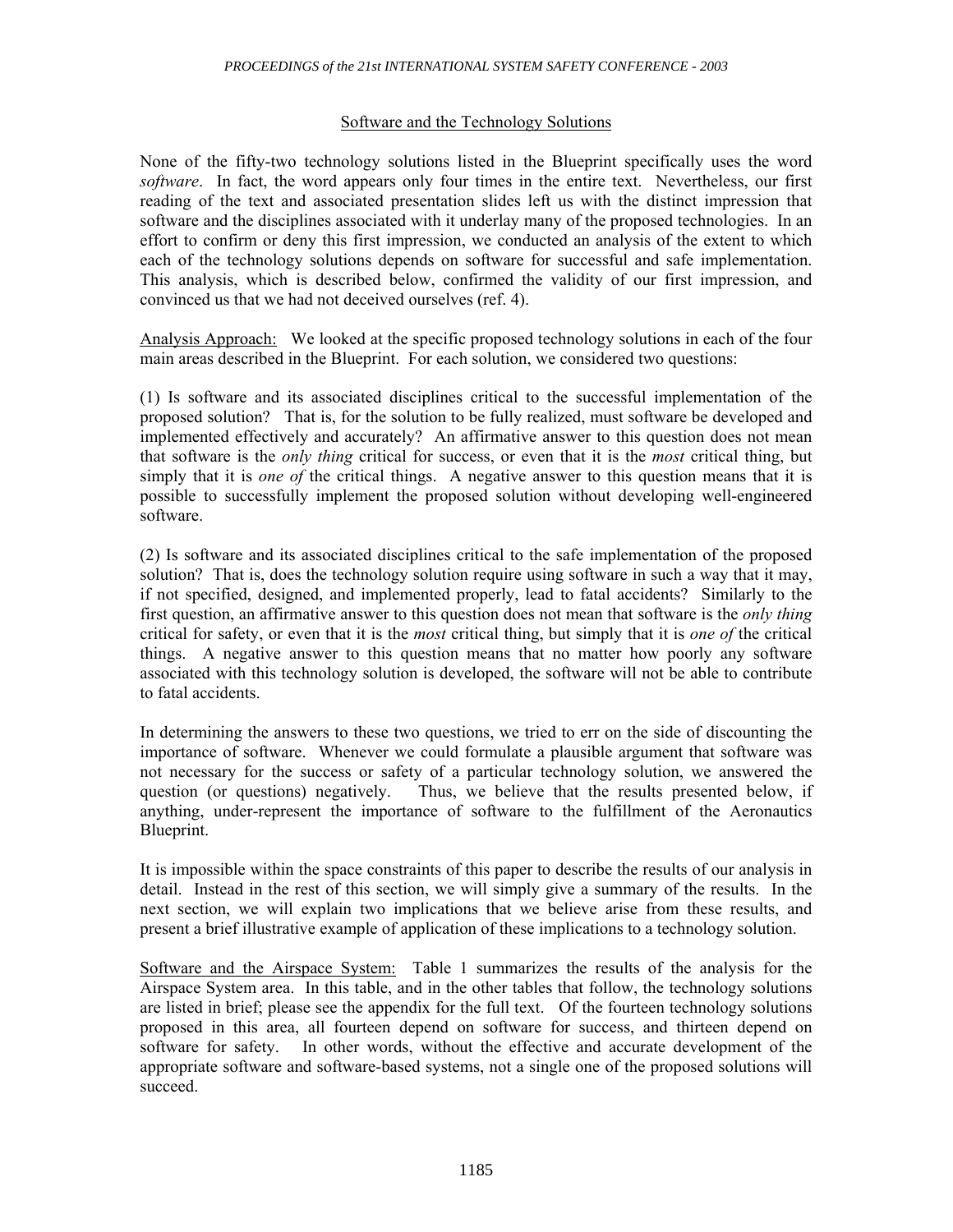## Software and the Technology Solutions

None of the fifty-two technology solutions listed in the Blueprint specifically uses the word *software*. In fact, the word appears only four times in the entire text. Nevertheless, our first reading of the text and associated presentation slides left us with the distinct impression that software and the disciplines associated with it underlay many of the proposed technologies. In an effort to confirm or deny this first impression, we conducted an analysis of the extent to which each of the technology solutions depends on software for successful and safe implementation. This analysis, which is described below, confirmed the validity of our first impression, and convinced us that we had not deceived ourselves (ref. 4).

Analysis Approach: We looked at the specific proposed technology solutions in each of the four main areas described in the Blueprint. For each solution, we considered two questions:

(1) Is software and its associated disciplines critical to the successful implementation of the proposed solution? That is, for the solution to be fully realized, must software be developed and implemented effectively and accurately? An affirmative answer to this question does not mean that software is the *only thing* critical for success, or even that it is the *most* critical thing, but simply that it is *one of* the critical things. A negative answer to this question means that it is possible to successfully implement the proposed solution without developing well-engineered software.

(2) Is software and its associated disciplines critical to the safe implementation of the proposed solution? That is, does the technology solution require using software in such a way that it may, if not specified, designed, and implemented properly, lead to fatal accidents? Similarly to the first question, an affirmative answer to this question does not mean that software is the *only thing* critical for safety, or even that it is the *most* critical thing, but simply that it is *one of* the critical things. A negative answer to this question means that no matter how poorly any software associated with this technology solution is developed, the software will not be able to contribute to fatal accidents.

In determining the answers to these two questions, we tried to err on the side of discounting the importance of software. Whenever we could formulate a plausible argument that software was not necessary for the success or safety of a particular technology solution, we answered the question (or questions) negatively. Thus, we believe that the results presented below, if anything, under-represent the importance of software to the fulfillment of the Aeronautics Blueprint.

It is impossible within the space constraints of this paper to describe the results of our analysis in detail. Instead in the rest of this section, we will simply give a summary of the results. In the next section, we will explain two implications that we believe arise from these results, and present a brief illustrative example of application of these implications to a technology solution.

Software and the Airspace System: Table 1 summarizes the results of the analysis for the Airspace System area. In this table, and in the other tables that follow, the technology solutions are listed in brief; please see the appendix for the full text. Of the fourteen technology solutions proposed in this area, all fourteen depend on software for success, and thirteen depend on software for safety. In other words, without the effective and accurate development of the appropriate software and software-based systems, not a single one of the proposed solutions will succeed.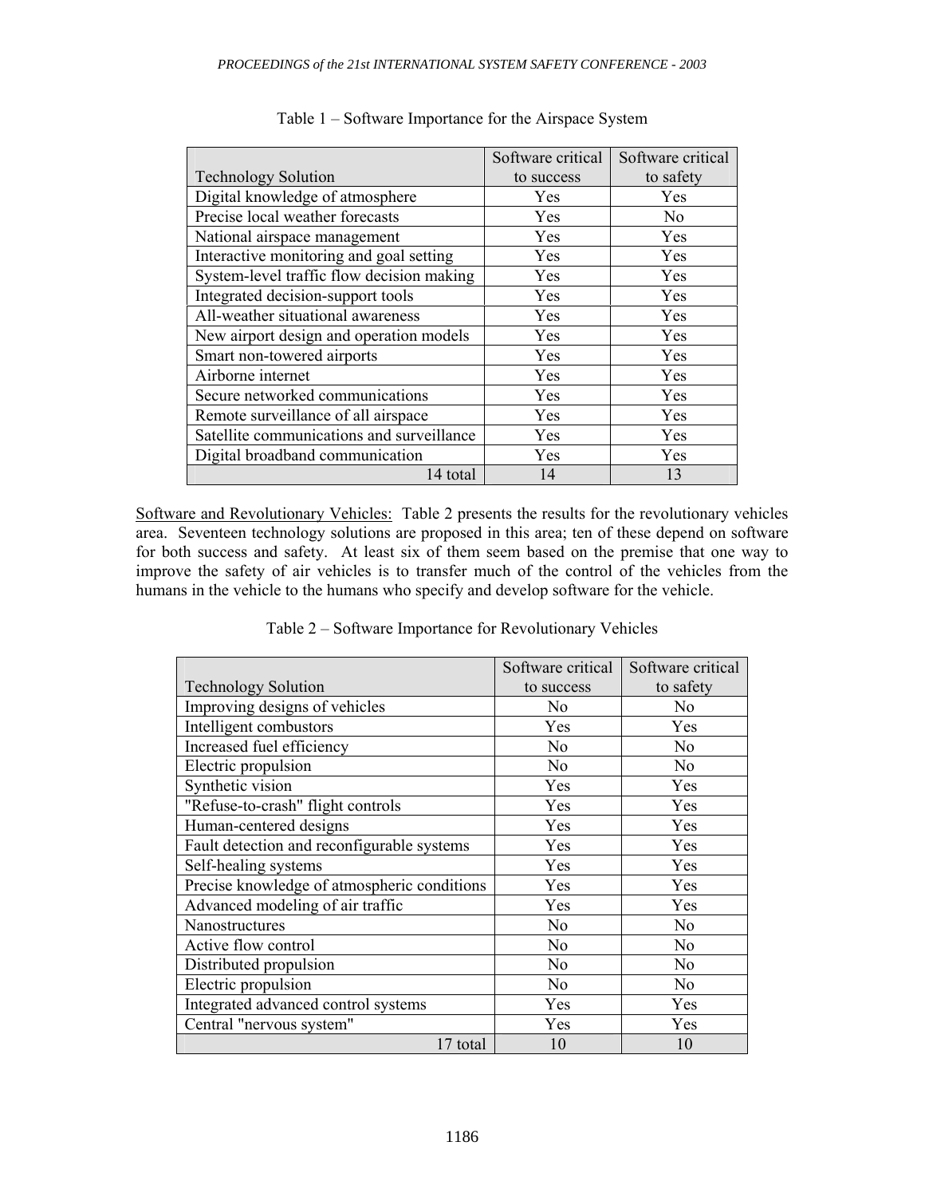Table 1 – Software Importance for the Airspace System

| Technology Solution | Software critical to success | Software critical to safety |
|---|---|---|
| Digital knowledge of atmosphere | Yes | Yes |
| Precise local weather forecasts | Yes | No |
| National airspace management | Yes | Yes |
| Interactive monitoring and goal setting | Yes | Yes |
| System-level traffic flow decision making | Yes | Yes |
| Integrated decision-support tools | Yes | Yes |
| All-weather situational awareness | Yes | Yes |
| New airport design and operation models | Yes | Yes |
| Smart non-towered airports | Yes | Yes |
| Airborne internet | Yes | Yes |
| Secure networked communications | Yes | Yes |
| Remote surveillance of all airspace | Yes | Yes |
| Satellite communications and surveillance | Yes | Yes |
| Digital broadband communication | Yes | Yes |
| 14 total | 14 | 13 |

Software and Revolutionary Vehicles: Table 2 presents the results for the revolutionary vehicles area. Seventeen technology solutions are proposed in this area; ten of these depend on software for both success and safety. At least six of them seem based on the premise that one way to improve the safety of air vehicles is to transfer much of the control of the vehicles from the humans in the vehicle to the humans who specify and develop software for the vehicle.

Table 2 – Software Importance for Revolutionary Vehicles

| Technology Solution | Software critical to success | Software critical to safety |
|---|---|---|
| Improving designs of vehicles | No | No |
| Intelligent combustors | Yes | Yes |
| Increased fuel efficiency | No | No |
| Electric propulsion | No | No |
| Synthetic vision | Yes | Yes |
| "Refuse-to-crash" flight controls | Yes | Yes |
| Human-centered designs | Yes | Yes |
| Fault detection and reconfigurable systems | Yes | Yes |
| Self-healing systems | Yes | Yes |
| Precise knowledge of atmospheric conditions | Yes | Yes |
| Advanced modeling of air traffic | Yes | Yes |
| Nanostructures | No | No |
| Active flow control | No | No |
| Distributed propulsion | No | No |
| Electric propulsion | No | No |
| Integrated advanced control systems | Yes | Yes |
| Central "nervous system" | Yes | Yes |
| 17 total | 10 | 10 |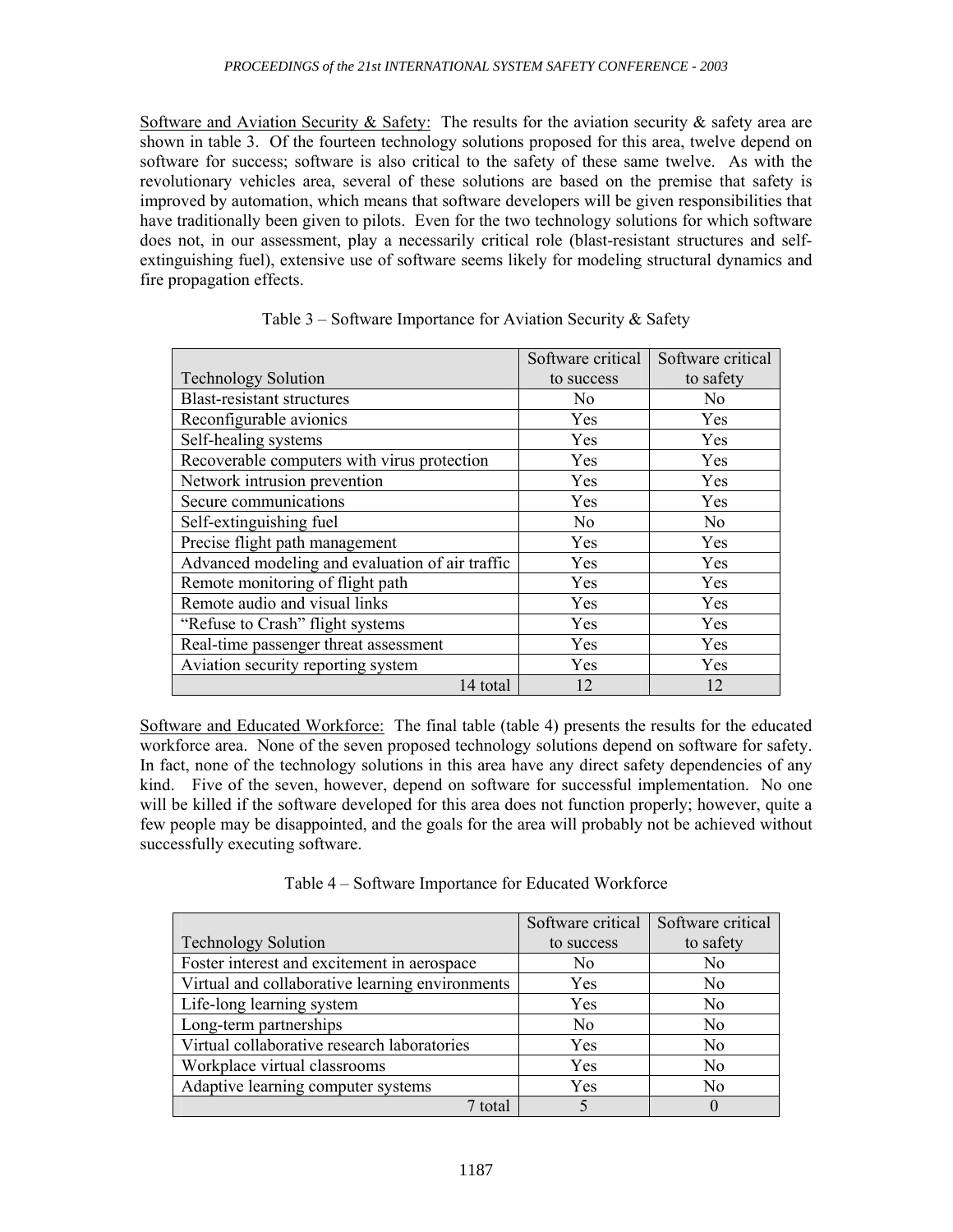Software and Aviation Security & Safety: The results for the aviation security & safety area are shown in table 3. Of the fourteen technology solutions proposed for this area, twelve depend on software for success; software is also critical to the safety of these same twelve. As with the revolutionary vehicles area, several of these solutions are based on the premise that safety is improved by automation, which means that software developers will be given responsibilities that have traditionally been given to pilots. Even for the two technology solutions for which software does not, in our assessment, play a necessarily critical role (blast-resistant structures and self-extinguishing fuel), extensive use of software seems likely for modeling structural dynamics and fire propagation effects.

Table 3 – Software Importance for Aviation Security & Safety

| Technology Solution | Software critical to success | Software critical to safety |
|---|---|---|
| Blast-resistant structures | No | No |
| Reconfigurable avionics | Yes | Yes |
| Self-healing systems | Yes | Yes |
| Recoverable computers with virus protection | Yes | Yes |
| Network intrusion prevention | Yes | Yes |
| Secure communications | Yes | Yes |
| Self-extinguishing fuel | No | No |
| Precise flight path management | Yes | Yes |
| Advanced modeling and evaluation of air traffic | Yes | Yes |
| Remote monitoring of flight path | Yes | Yes |
| Remote audio and visual links | Yes | Yes |
| "Refuse to Crash" flight systems | Yes | Yes |
| Real-time passenger threat assessment | Yes | Yes |
| Aviation security reporting system | Yes | Yes |
| 14 total | 12 | 12 |

Software and Educated Workforce: The final table (table 4) presents the results for the educated workforce area. None of the seven proposed technology solutions depend on software for safety. In fact, none of the technology solutions in this area have any direct safety dependencies of any kind. Five of the seven, however, depend on software for successful implementation. No one will be killed if the software developed for this area does not function properly; however, quite a few people may be disappointed, and the goals for the area will probably not be achieved without successfully executing software.

Table 4 – Software Importance for Educated Workforce

| Technology Solution | Software critical to success | Software critical to safety |
|---|---|---|
| Foster interest and excitement in aerospace | No | No |
| Virtual and collaborative learning environments | Yes | No |
| Life-long learning system | Yes | No |
| Long-term partnerships | No | No |
| Virtual collaborative research laboratories | Yes | No |
| Workplace virtual classrooms | Yes | No |
| Adaptive learning computer systems | Yes | No |
| 7 total | 5 | 0 |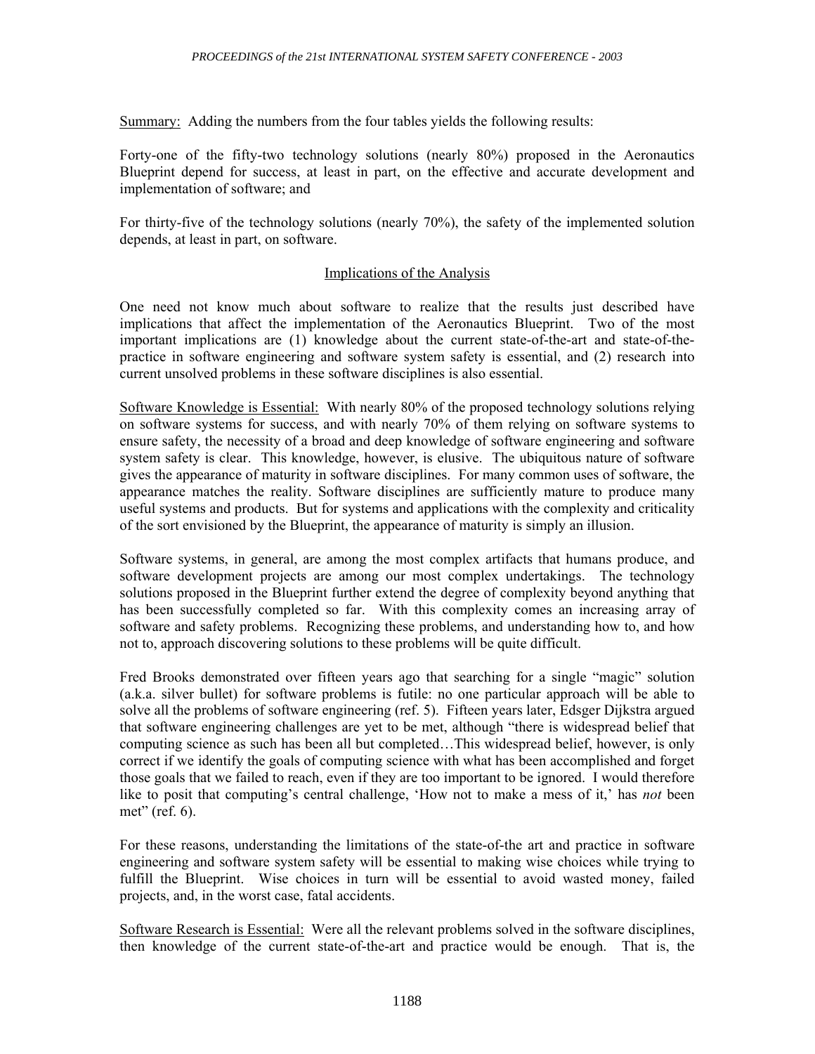Summary: Adding the numbers from the four tables yields the following results:

Forty-one of the fifty-two technology solutions (nearly 80%) proposed in the Aeronautics Blueprint depend for success, at least in part, on the effective and accurate development and implementation of software; and

For thirty-five of the technology solutions (nearly 70%), the safety of the implemented solution depends, at least in part, on software.

## Implications of the Analysis

One need not know much about software to realize that the results just described have implications that affect the implementation of the Aeronautics Blueprint. Two of the most important implications are (1) knowledge about the current state-of-the-art and state-of-the-practice in software engineering and software system safety is essential, and (2) research into current unsolved problems in these software disciplines is also essential.

Software Knowledge is Essential: With nearly 80% of the proposed technology solutions relying on software systems for success, and with nearly 70% of them relying on software systems to ensure safety, the necessity of a broad and deep knowledge of software engineering and software system safety is clear. This knowledge, however, is elusive. The ubiquitous nature of software gives the appearance of maturity in software disciplines. For many common uses of software, the appearance matches the reality. Software disciplines are sufficiently mature to produce many useful systems and products. But for systems and applications with the complexity and criticality of the sort envisioned by the Blueprint, the appearance of maturity is simply an illusion.

Software systems, in general, are among the most complex artifacts that humans produce, and software development projects are among our most complex undertakings. The technology solutions proposed in the Blueprint further extend the degree of complexity beyond anything that has been successfully completed so far. With this complexity comes an increasing array of software and safety problems. Recognizing these problems, and understanding how to, and how not to, approach discovering solutions to these problems will be quite difficult.

Fred Brooks demonstrated over fifteen years ago that searching for a single "magic" solution (a.k.a. silver bullet) for software problems is futile: no one particular approach will be able to solve all the problems of software engineering (ref. 5). Fifteen years later, Edsger Dijkstra argued that software engineering challenges are yet to be met, although "there is widespread belief that computing science as such has been all but completed…This widespread belief, however, is only correct if we identify the goals of computing science with what has been accomplished and forget those goals that we failed to reach, even if they are too important to be ignored. I would therefore like to posit that computing's central challenge, 'How not to make a mess of it,' has *not* been met" (ref. 6).

For these reasons, understanding the limitations of the state-of-the art and practice in software engineering and software system safety will be essential to making wise choices while trying to fulfill the Blueprint. Wise choices in turn will be essential to avoid wasted money, failed projects, and, in the worst case, fatal accidents.

Software Research is Essential: Were all the relevant problems solved in the software disciplines, then knowledge of the current state-of-the-art and practice would be enough. That is, the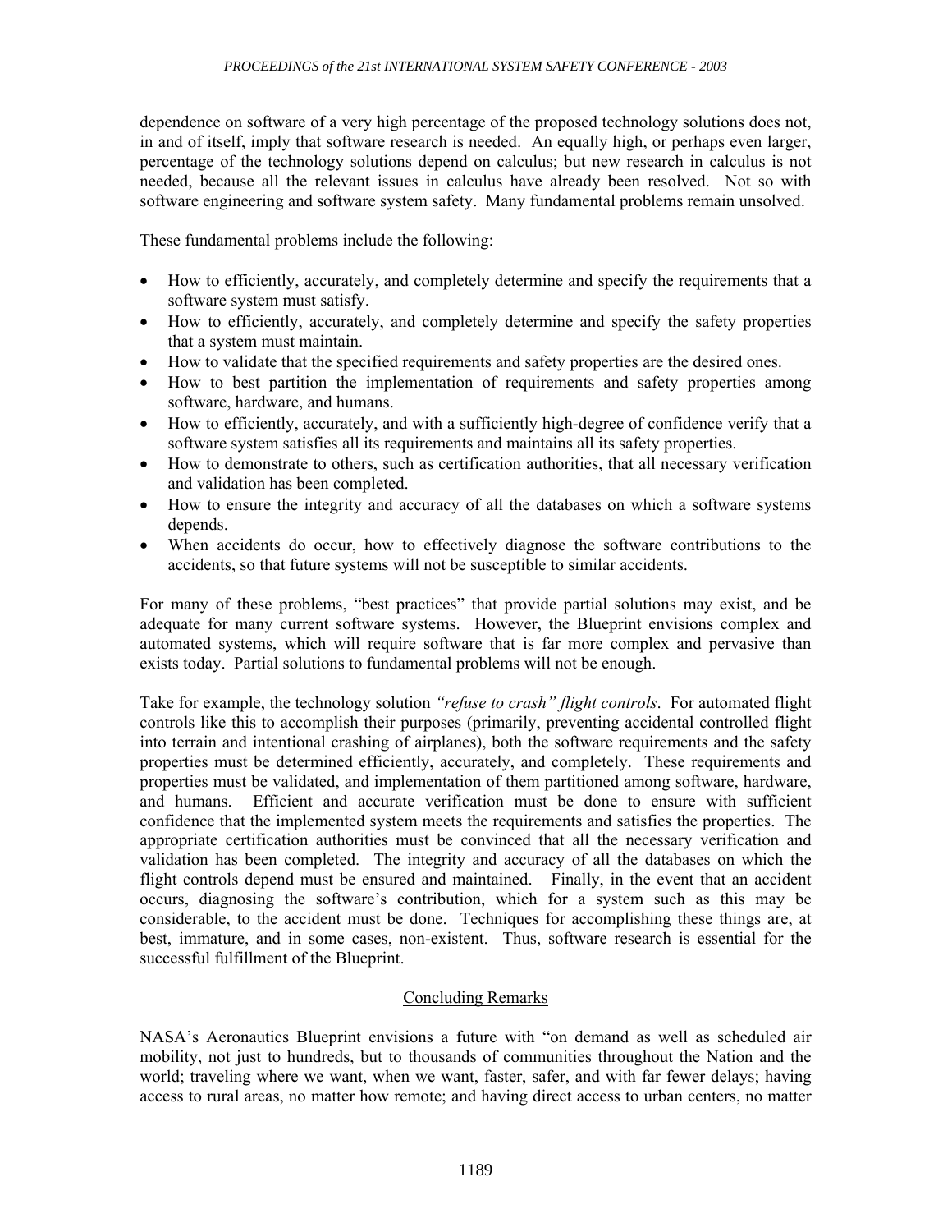dependence on software of a very high percentage of the proposed technology solutions does not, in and of itself, imply that software research is needed. An equally high, or perhaps even larger, percentage of the technology solutions depend on calculus; but new research in calculus is not needed, because all the relevant issues in calculus have already been resolved. Not so with software engineering and software system safety. Many fundamental problems remain unsolved.

These fundamental problems include the following:

- How to efficiently, accurately, and completely determine and specify the requirements that a software system must satisfy.
- How to efficiently, accurately, and completely determine and specify the safety properties that a system must maintain.
- How to validate that the specified requirements and safety properties are the desired ones.
- How to best partition the implementation of requirements and safety properties among software, hardware, and humans.
- How to efficiently, accurately, and with a sufficiently high-degree of confidence verify that a software system satisfies all its requirements and maintains all its safety properties.
- How to demonstrate to others, such as certification authorities, that all necessary verification and validation has been completed.
- How to ensure the integrity and accuracy of all the databases on which a software systems depends.
- When accidents do occur, how to effectively diagnose the software contributions to the accidents, so that future systems will not be susceptible to similar accidents.

For many of these problems, "best practices" that provide partial solutions may exist, and be adequate for many current software systems. However, the Blueprint envisions complex and automated systems, which will require software that is far more complex and pervasive than exists today. Partial solutions to fundamental problems will not be enough.

Take for example, the technology solution *"refuse to crash" flight controls*. For automated flight controls like this to accomplish their purposes (primarily, preventing accidental controlled flight into terrain and intentional crashing of airplanes), both the software requirements and the safety properties must be determined efficiently, accurately, and completely. These requirements and properties must be validated, and implementation of them partitioned among software, hardware, and humans. Efficient and accurate verification must be done to ensure with sufficient confidence that the implemented system meets the requirements and satisfies the properties. The appropriate certification authorities must be convinced that all the necessary verification and validation has been completed. The integrity and accuracy of all the databases on which the flight controls depend must be ensured and maintained. Finally, in the event that an accident occurs, diagnosing the software's contribution, which for a system such as this may be considerable, to the accident must be done. Techniques for accomplishing these things are, at best, immature, and in some cases, non-existent. Thus, software research is essential for the successful fulfillment of the Blueprint.

## Concluding Remarks

NASA's Aeronautics Blueprint envisions a future with "on demand as well as scheduled air mobility, not just to hundreds, but to thousands of communities throughout the Nation and the world; traveling where we want, when we want, faster, safer, and with far fewer delays; having access to rural areas, no matter how remote; and having direct access to urban centers, no matter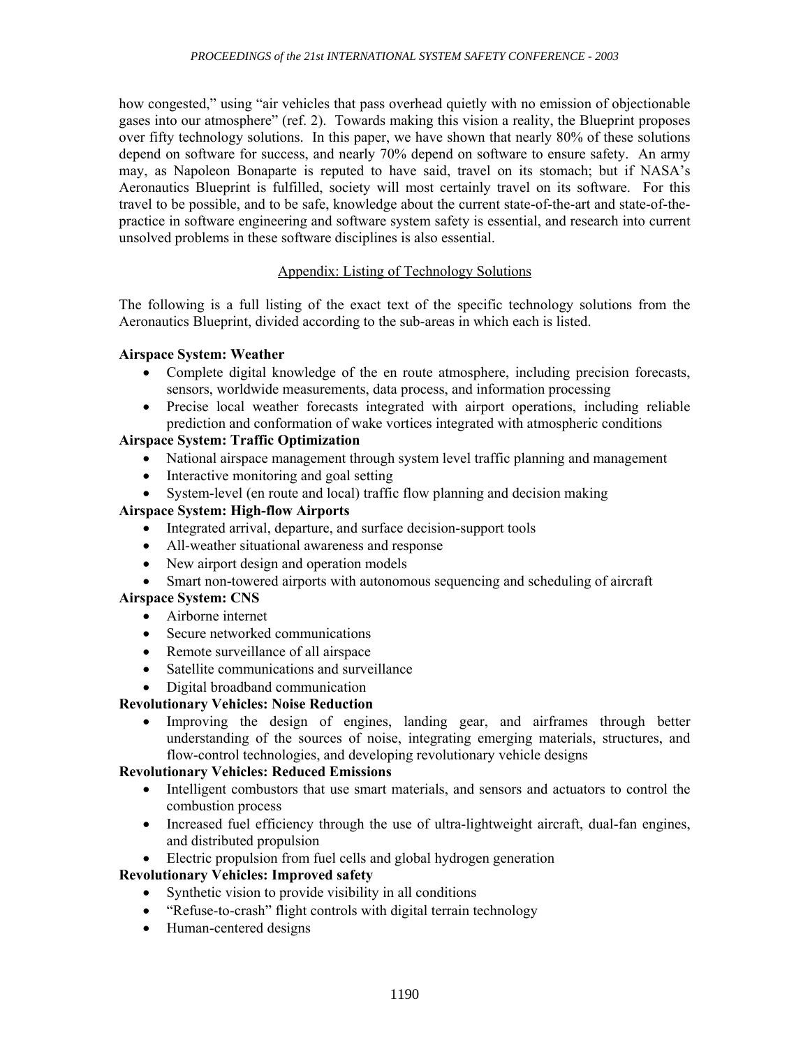how congested," using "air vehicles that pass overhead quietly with no emission of objectionable gases into our atmosphere" (ref. 2). Towards making this vision a reality, the Blueprint proposes over fifty technology solutions. In this paper, we have shown that nearly 80% of these solutions depend on software for success, and nearly 70% depend on software to ensure safety. An army may, as Napoleon Bonaparte is reputed to have said, travel on its stomach; but if NASA's Aeronautics Blueprint is fulfilled, society will most certainly travel on its software. For this travel to be possible, and to be safe, knowledge about the current state-of-the-art and state-of-the-practice in software engineering and software system safety is essential, and research into current unsolved problems in these software disciplines is also essential.

## Appendix: Listing of Technology Solutions

The following is a full listing of the exact text of the specific technology solutions from the Aeronautics Blueprint, divided according to the sub-areas in which each is listed.

**Airspace System: Weather**

- Complete digital knowledge of the en route atmosphere, including precision forecasts, sensors, worldwide measurements, data process, and information processing
- Precise local weather forecasts integrated with airport operations, including reliable prediction and conformation of wake vortices integrated with atmospheric conditions

**Airspace System: Traffic Optimization**

- National airspace management through system level traffic planning and management
- Interactive monitoring and goal setting
- System-level (en route and local) traffic flow planning and decision making

**Airspace System: High-flow Airports**

- Integrated arrival, departure, and surface decision-support tools
- All-weather situational awareness and response
- New airport design and operation models
- Smart non-towered airports with autonomous sequencing and scheduling of aircraft

**Airspace System: CNS**

- Airborne internet
- Secure networked communications
- Remote surveillance of all airspace
- Satellite communications and surveillance
- Digital broadband communication

**Revolutionary Vehicles: Noise Reduction**

- Improving the design of engines, landing gear, and airframes through better understanding of the sources of noise, integrating emerging materials, structures, and flow-control technologies, and developing revolutionary vehicle designs

**Revolutionary Vehicles: Reduced Emissions**

- Intelligent combustors that use smart materials, and sensors and actuators to control the combustion process
- Increased fuel efficiency through the use of ultra-lightweight aircraft, dual-fan engines, and distributed propulsion
- Electric propulsion from fuel cells and global hydrogen generation

**Revolutionary Vehicles: Improved safety**

- Synthetic vision to provide visibility in all conditions
- "Refuse-to-crash" flight controls with digital terrain technology
- Human-centered designs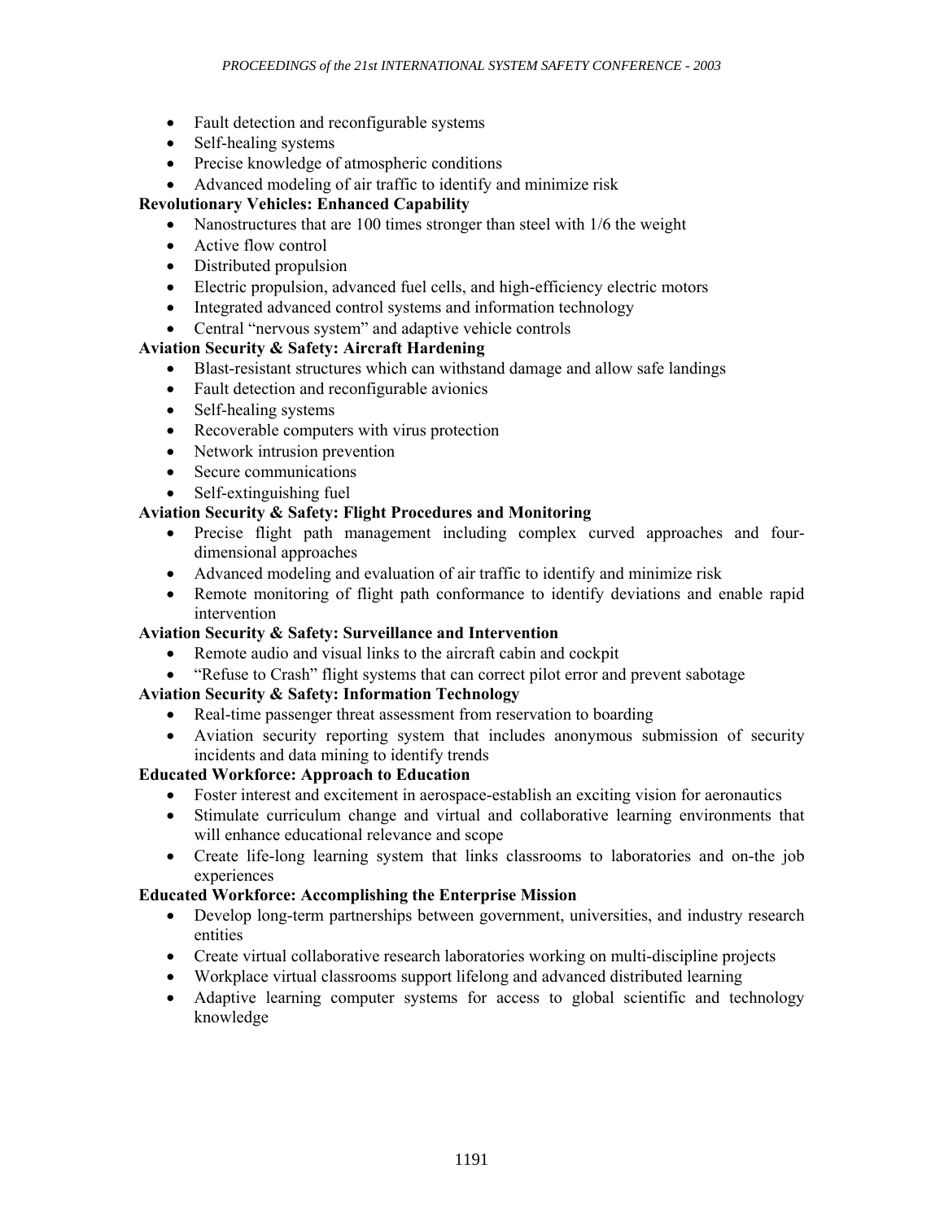- Fault detection and reconfigurable systems
- Self-healing systems
- Precise knowledge of atmospheric conditions
- Advanced modeling of air traffic to identify and minimize risk

**Revolutionary Vehicles: Enhanced Capability**

- Nanostructures that are 100 times stronger than steel with 1/6 the weight
- Active flow control
- Distributed propulsion
- Electric propulsion, advanced fuel cells, and high-efficiency electric motors
- Integrated advanced control systems and information technology
- Central "nervous system" and adaptive vehicle controls

**Aviation Security & Safety: Aircraft Hardening**

- Blast-resistant structures which can withstand damage and allow safe landings
- Fault detection and reconfigurable avionics
- Self-healing systems
- Recoverable computers with virus protection
- Network intrusion prevention
- Secure communications
- Self-extinguishing fuel

**Aviation Security & Safety: Flight Procedures and Monitoring**

- Precise flight path management including complex curved approaches and four-dimensional approaches
- Advanced modeling and evaluation of air traffic to identify and minimize risk
- Remote monitoring of flight path conformance to identify deviations and enable rapid intervention

**Aviation Security & Safety: Surveillance and Intervention**

- Remote audio and visual links to the aircraft cabin and cockpit
- "Refuse to Crash" flight systems that can correct pilot error and prevent sabotage

**Aviation Security & Safety: Information Technology**

- Real-time passenger threat assessment from reservation to boarding
- Aviation security reporting system that includes anonymous submission of security incidents and data mining to identify trends

**Educated Workforce: Approach to Education**

- Foster interest and excitement in aerospace-establish an exciting vision for aeronautics
- Stimulate curriculum change and virtual and collaborative learning environments that will enhance educational relevance and scope
- Create life-long learning system that links classrooms to laboratories and on-the job experiences

**Educated Workforce: Accomplishing the Enterprise Mission**

- Develop long-term partnerships between government, universities, and industry research entities
- Create virtual collaborative research laboratories working on multi-discipline projects
- Workplace virtual classrooms support lifelong and advanced distributed learning
- Adaptive learning computer systems for access to global scientific and technology knowledge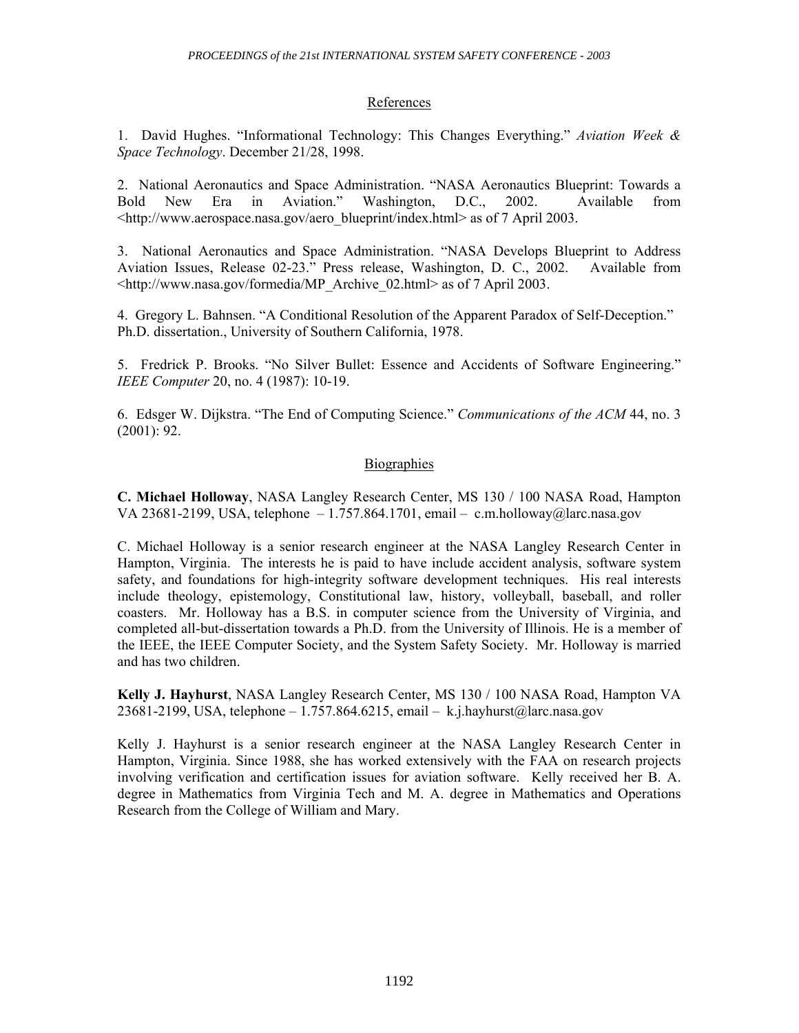## References

1. David Hughes. "Informational Technology: This Changes Everything." *Aviation Week & Space Technology*. December 21/28, 1998.

2. National Aeronautics and Space Administration. "NASA Aeronautics Blueprint: Towards a Bold New Era in Aviation." Washington, D.C., 2002. Available from <http://www.aerospace.nasa.gov/aero_blueprint/index.html> as of 7 April 2003.

3. National Aeronautics and Space Administration. "NASA Develops Blueprint to Address Aviation Issues, Release 02-23." Press release, Washington, D. C., 2002. Available from <http://www.nasa.gov/formedia/MP_Archive_02.html> as of 7 April 2003.

4. Gregory L. Bahnsen. "A Conditional Resolution of the Apparent Paradox of Self-Deception." Ph.D. dissertation., University of Southern California, 1978.

5. Fredrick P. Brooks. "No Silver Bullet: Essence and Accidents of Software Engineering." *IEEE Computer* 20, no. 4 (1987): 10-19.

6. Edsger W. Dijkstra. "The End of Computing Science." *Communications of the ACM* 44, no. 3 (2001): 92.

## Biographies

**C. Michael Holloway**, NASA Langley Research Center, MS 130 / 100 NASA Road, Hampton VA 23681-2199, USA, telephone – 1.757.864.1701, email – c.m.holloway@larc.nasa.gov

C. Michael Holloway is a senior research engineer at the NASA Langley Research Center in Hampton, Virginia. The interests he is paid to have include accident analysis, software system safety, and foundations for high-integrity software development techniques. His real interests include theology, epistemology, Constitutional law, history, volleyball, baseball, and roller coasters. Mr. Holloway has a B.S. in computer science from the University of Virginia, and completed all-but-dissertation towards a Ph.D. from the University of Illinois. He is a member of the IEEE, the IEEE Computer Society, and the System Safety Society. Mr. Holloway is married and has two children.

**Kelly J. Hayhurst**, NASA Langley Research Center, MS 130 / 100 NASA Road, Hampton VA 23681-2199, USA, telephone – 1.757.864.6215, email – k.j.hayhurst@larc.nasa.gov

Kelly J. Hayhurst is a senior research engineer at the NASA Langley Research Center in Hampton, Virginia. Since 1988, she has worked extensively with the FAA on research projects involving verification and certification issues for aviation software. Kelly received her B. A. degree in Mathematics from Virginia Tech and M. A. degree in Mathematics and Operations Research from the College of William and Mary.